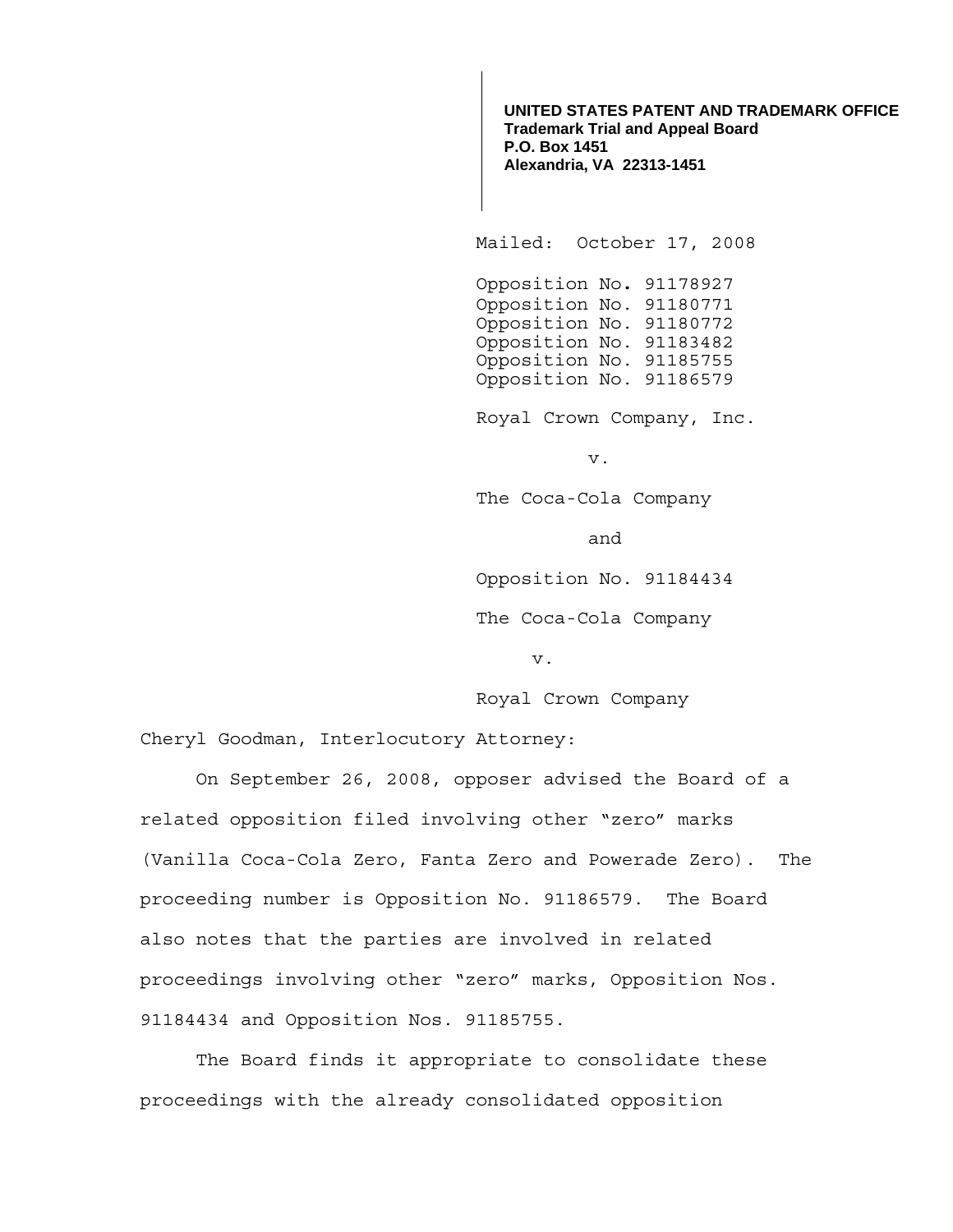**UNITED STATES PATENT AND TRADEMARK OFFICE**
**Trademark Trial and Appeal Board**
**P.O. Box 1451**
**Alexandria, VA 22313-1451**

Mailed: October 17, 2008

Opposition No. 91178927
Opposition No. 91180771
Opposition No. 91180772
Opposition No. 91183482
Opposition No. 91185755
Opposition No. 91186579

Royal Crown Company, Inc.

v.

The Coca-Cola Company

and

Opposition No. 91184434

The Coca-Cola Company

v.

Royal Crown Company

Cheryl Goodman, Interlocutory Attorney:

On September 26, 2008, opposer advised the Board of a related opposition filed involving other "zero" marks (Vanilla Coca-Cola Zero, Fanta Zero and Powerade Zero). The proceeding number is Opposition No. 91186579. The Board also notes that the parties are involved in related proceedings involving other "zero" marks, Opposition Nos. 91184434 and Opposition Nos. 91185755.

The Board finds it appropriate to consolidate these proceedings with the already consolidated opposition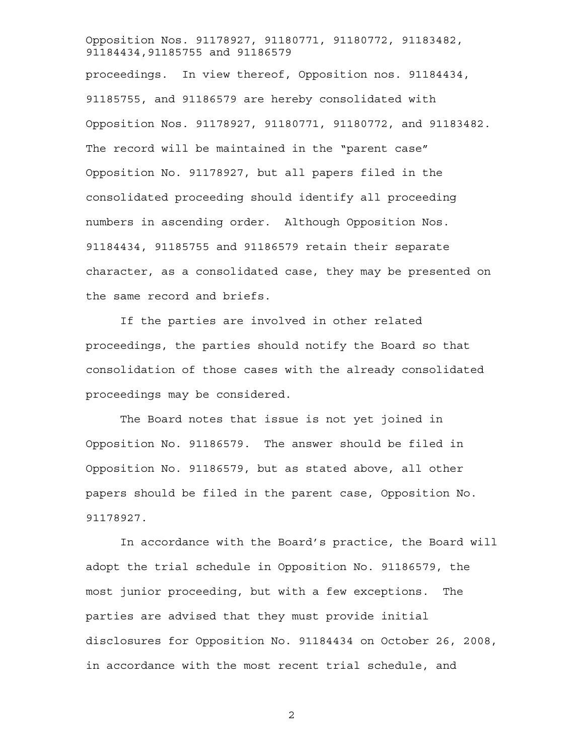proceedings. In view thereof, Opposition nos. 91184434, 91185755, and 91186579 are hereby consolidated with Opposition Nos. 91178927, 91180771, 91180772, and 91183482. The record will be maintained in the "parent case" Opposition No. 91178927, but all papers filed in the consolidated proceeding should identify all proceeding numbers in ascending order. Although Opposition Nos. 91184434, 91185755 and 91186579 retain their separate character, as a consolidated case, they may be presented on the same record and briefs.

If the parties are involved in other related proceedings, the parties should notify the Board so that consolidation of those cases with the already consolidated proceedings may be considered.

The Board notes that issue is not yet joined in Opposition No. 91186579. The answer should be filed in Opposition No. 91186579, but as stated above, all other papers should be filed in the parent case, Opposition No. 91178927.

In accordance with the Board's practice, the Board will adopt the trial schedule in Opposition No. 91186579, the most junior proceeding, but with a few exceptions. The parties are advised that they must provide initial disclosures for Opposition No. 91184434 on October 26, 2008, in accordance with the most recent trial schedule, and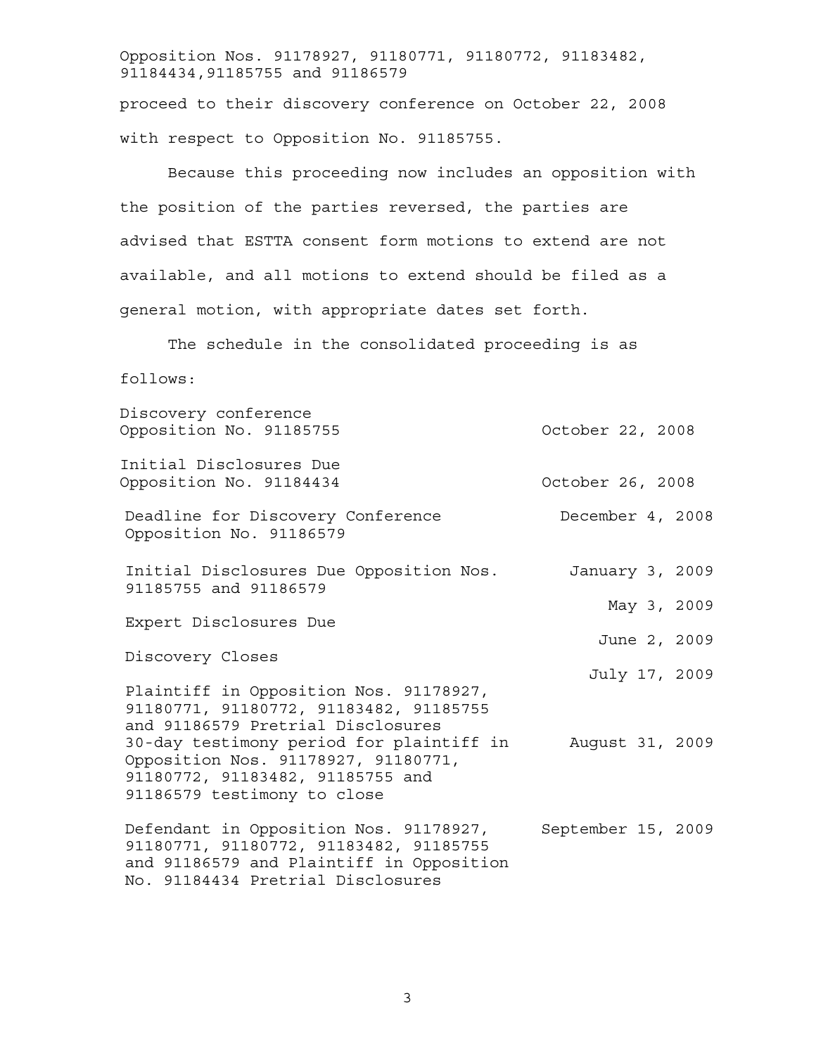Opposition Nos. 91178927, 91180771, 91180772, 91183482, 91184434,91185755 and 91186579

proceed to their discovery conference on October 22, 2008 with respect to Opposition No. 91185755.

Because this proceeding now includes an opposition with the position of the parties reversed, the parties are advised that ESTTA consent form motions to extend are not available, and all motions to extend should be filed as a general motion, with appropriate dates set forth.

The schedule in the consolidated proceeding is as follows:

| | |
|---|---|
| Discovery conference Opposition No. 91185755 | October 22, 2008 |
| Initial Disclosures Due Opposition No. 91184434 | October 26, 2008 |
| Deadline for Discovery Conference Opposition No. 91186579 | December 4, 2008 |
| Initial Disclosures Due Opposition Nos. 91185755 and 91186579 | January 3, 2009 |
| Expert Disclosures Due | May 3, 2009 |
| Discovery Closes | June 2, 2009 |
| Plaintiff in Opposition Nos. 91178927, 91180771, 91180772, 91183482, 91185755 and 91186579 Pretrial Disclosures | July 17, 2009 |
| 30-day testimony period for plaintiff in Opposition Nos. 91178927, 91180771, 91180772, 91183482, 91185755 and 91186579 testimony to close | August 31, 2009 |
| Defendant in Opposition Nos. 91178927, 91180771, 91180772, 91183482, 91185755 and 91186579 and Plaintiff in Opposition No. 91184434 Pretrial Disclosures | September 15, 2009 |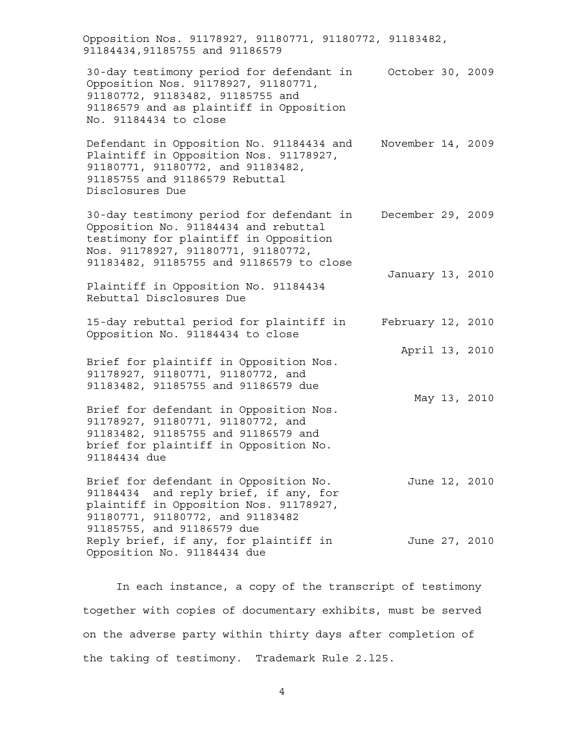Opposition Nos. 91178927, 91180771, 91180772, 91183482, 91184434,91185755 and 91186579

| | |
|---|---|
| 30-day testimony period for defendant in Opposition Nos. 91178927, 91180771, 91180772, 91183482, 91185755 and 91186579 and as plaintiff in Opposition No. 91184434 to close | October 30, 2009 |
| Defendant in Opposition No. 91184434 and Plaintiff in Opposition Nos. 91178927, 91180771, 91180772, and 91183482, 91185755 and 91186579 Rebuttal Disclosures Due | November 14, 2009 |
| 30-day testimony period for defendant in Opposition No. 91184434 and rebuttal testimony for plaintiff in Opposition Nos. 91178927, 91180771, 91180772, 91183482, 91185755 and 91186579 to close | December 29, 2009 |
| Plaintiff in Opposition No. 91184434 Rebuttal Disclosures Due | January 13, 2010 |
| 15-day rebuttal period for plaintiff in Opposition No. 91184434 to close | February 12, 2010 |
| Brief for plaintiff in Opposition Nos. 91178927, 91180771, 91180772, and 91183482, 91185755 and 91186579 due | April 13, 2010 |
| Brief for defendant in Opposition Nos. 91178927, 91180771, 91180772, and 91183482, 91185755 and 91186579 and brief for plaintiff in Opposition No. 91184434 due | May 13, 2010 |
| Brief for defendant in Opposition No. 91184434 and reply brief, if any, for plaintiff in Opposition Nos. 91178927, 91180771, 91180772, and 91183482 91185755, and 91186579 due | June 12, 2010 |
| Reply brief, if any, for plaintiff in Opposition No. 91184434 due | June 27, 2010 |

In each instance, a copy of the transcript of testimony together with copies of documentary exhibits, must be served on the adverse party within thirty days after completion of the taking of testimony. Trademark Rule 2.l25.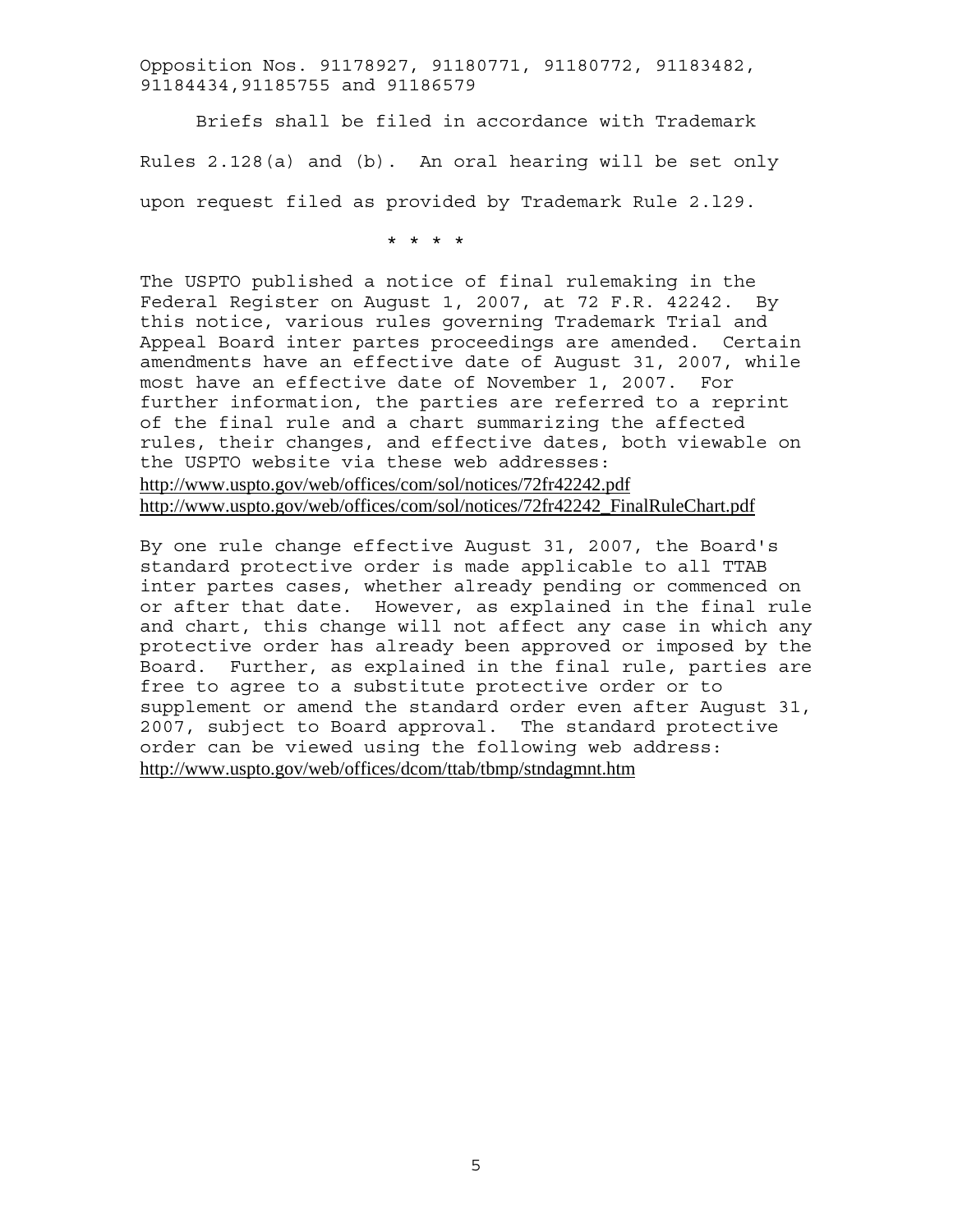Briefs shall be filed in accordance with Trademark Rules 2.128(a) and (b). An oral hearing will be set only upon request filed as provided by Trademark Rule 2.l29.

\* \* \* \*

The USPTO published a notice of final rulemaking in the Federal Register on August 1, 2007, at 72 F.R. 42242. By this notice, various rules governing Trademark Trial and Appeal Board inter partes proceedings are amended. Certain amendments have an effective date of August 31, 2007, while most have an effective date of November 1, 2007. For further information, the parties are referred to a reprint of the final rule and a chart summarizing the affected rules, their changes, and effective dates, both viewable on the USPTO website via these web addresses:
http://www.uspto.gov/web/offices/com/sol/notices/72fr42242.pdf
http://www.uspto.gov/web/offices/com/sol/notices/72fr42242_FinalRuleChart.pdf

By one rule change effective August 31, 2007, the Board's standard protective order is made applicable to all TTAB inter partes cases, whether already pending or commenced on or after that date. However, as explained in the final rule and chart, this change will not affect any case in which any protective order has already been approved or imposed by the Board. Further, as explained in the final rule, parties are free to agree to a substitute protective order or to supplement or amend the standard order even after August 31, 2007, subject to Board approval. The standard protective order can be viewed using the following web address:
http://www.uspto.gov/web/offices/dcom/ttab/tbmp/stndagmnt.htm